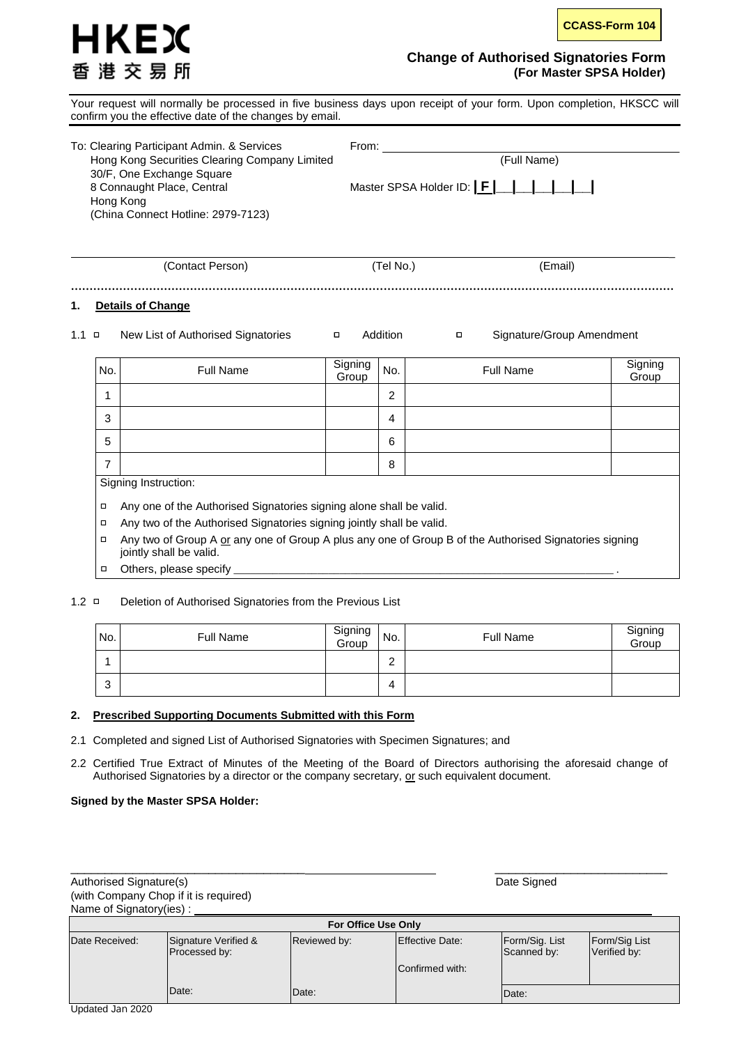HKEX
香港交易所

**CCASS-Form 104**

# Change of Authorised Signatories Form
## (For Master SPSA Holder)

Your request will normally be processed in five business days upon receipt of your form. Upon completion, HKSCC will confirm you the effective date of the changes by email.

To: Clearing Participant Admin. & Services
Hong Kong Securities Clearing Company Limited
30/F, One Exchange Square
8 Connaught Place, Central
Hong Kong
(China Connect Hotline: 2979-7123)

From: ______________________________
(Full Name)

Master SPSA Holder ID: | F |__|__|__|__|__|

______________________________________________________________
(Contact Person) (Tel No.) (Email)

**1. Details of Change**

1.1 ☐ New List of Authorised Signatories ☐ Addition ☐ Signature/Group Amendment

| No. | Full Name | Signing Group | No. | Full Name | Signing Group |
|---|---|---|---|---|---|
| 1 | | | 2 | | |
| 3 | | | 4 | | |
| 5 | | | 6 | | |
| 7 | | | 8 | | |

Signing Instruction:

- ☐ Any one of the Authorised Signatories signing alone shall be valid.
- ☐ Any two of the Authorised Signatories signing jointly shall be valid.
- ☐ Any two of Group A or any one of Group A plus any one of Group B of the Authorised Signatories signing jointly shall be valid.
- ☐ Others, please specify ______________________________________________________ .

1.2 ☐ Deletion of Authorised Signatories from the Previous List

| No. | Full Name | Signing Group | No. | Full Name | Signing Group |
|---|---|---|---|---|---|
| 1 | | | 2 | | |
| 3 | | | 4 | | |

**2. Prescribed Supporting Documents Submitted with this Form**

2.1 Completed and signed List of Authorised Signatories with Specimen Signatures; and

2.2 Certified True Extract of Minutes of the Meeting of the Board of Directors authorising the aforesaid change of Authorised Signatories by a director or the company secretary, or such equivalent document.

**Signed by the Master SPSA Holder:**

______________________________________________ ____________________________
Authorised Signature(s) Date Signed
(with Company Chop if it is required)
Name of Signatory(ies) : ______________________________________________

| For Office Use Only | | | | | |
|---|---|---|---|---|---|
| Date Received: | Signature Verified & Processed by: | Reviewed by: | Effective Date: | Form/Sig. List Scanned by: | Form/Sig List Verified by: |
| | | | Confirmed with: | | |
| | Date: | Date: | | Date: | |

Updated Jan 2020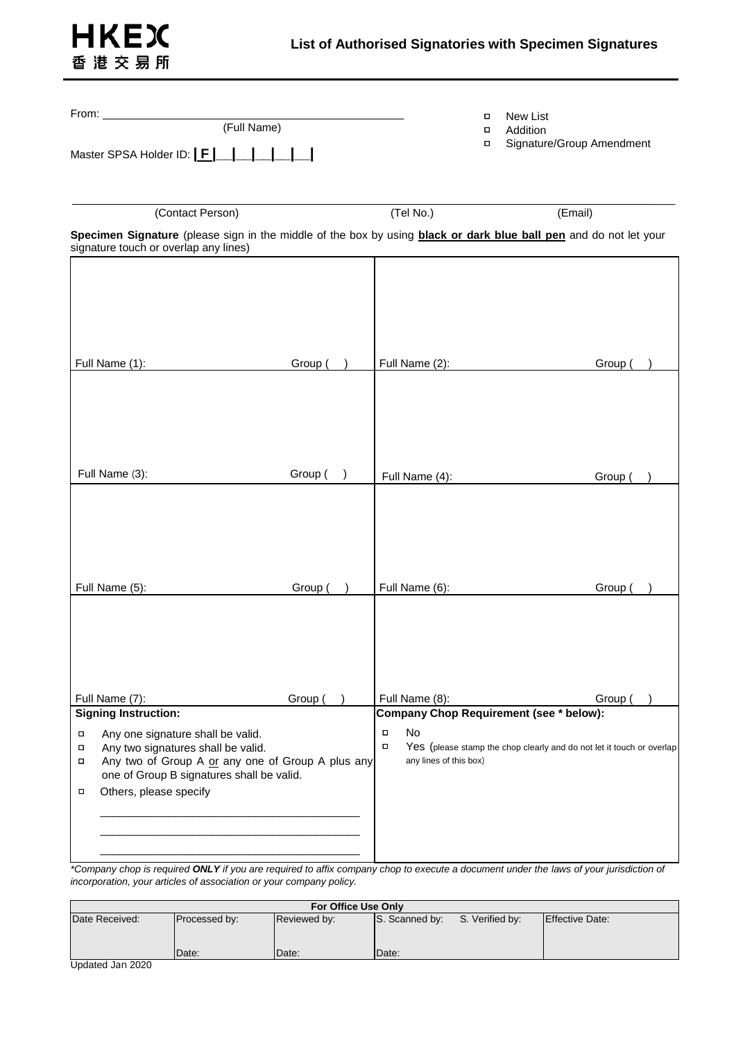HKEX 香港交易所

# List of Authorised Signatories with Specimen Signatures

From: ____________________________________________
(Full Name)

Master SPSA Holder ID: | F |__|__|__|__|__|

- ☐ New List
- ☐ Addition
- ☐ Signature/Group Amendment

______________________________________________________________________________
(Contact Person) (Tel No.) (Email)

**Specimen Signature** (please sign in the middle of the box by using **black or dark blue ball pen** and do not let your signature touch or overlap any lines)

| | |
|---|---|
| Full Name (1): Group ( ) | Full Name (2): Group ( ) |
| Full Name (3): Group ( ) | Full Name (4): Group ( ) |
| Full Name (5): Group ( ) | Full Name (6): Group ( ) |
| Full Name (7): Group ( ) | Full Name (8): Group ( ) |

| **Signing Instruction:** | **Company Chop Requirement (see * below):** |
|---|---|
| ☐ Any one signature shall be valid.<br>☐ Any two signatures shall be valid.<br>☐ Any two of Group A or any one of Group A plus any one of Group B signatures shall be valid.<br>☐ Others, please specify<br>______________________________<br>______________________________<br>______________________________ | ☐ No<br>☐ Yes (please stamp the chop clearly and do not let it touch or overlap any lines of this box) |

*\*Company chop is required **ONLY** if you are required to affix company chop to execute a document under the laws of your jurisdiction of incorporation, your articles of association or your company policy.*

| For Office Use Only | | | | | |
|---|---|---|---|---|---|
| Date Received: | Processed by:<br><br>Date: | Reviewed by:<br><br>Date: | S. Scanned by:<br><br>Date: | S. Verified by: | Effective Date: |

Updated Jan 2020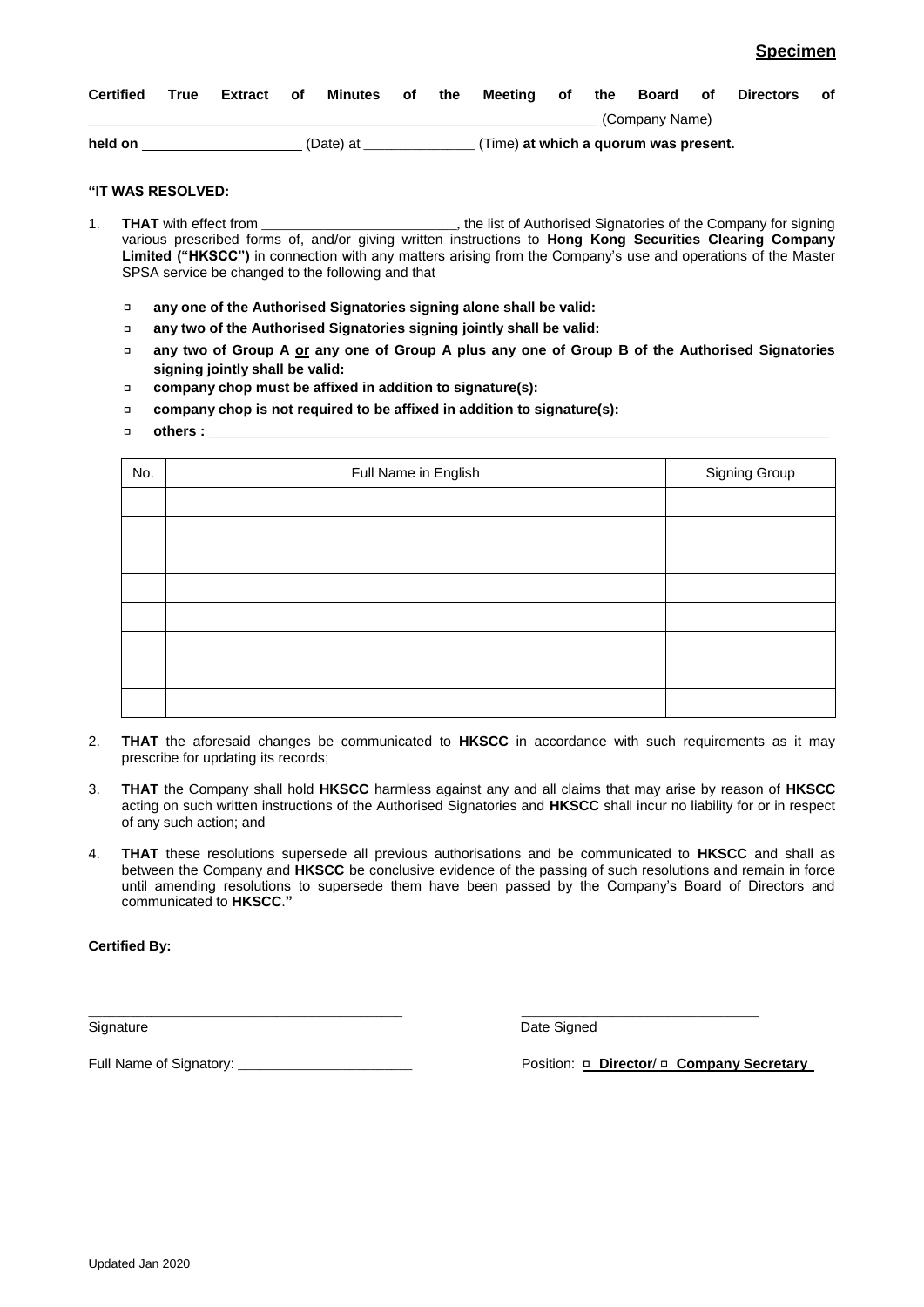**Specimen**

**Certified True Extract of Minutes of the Meeting of the Board of Directors of** _________________________________________________________________ (Company Name)

**held on** ____________________ (Date) at ______________ (Time) **at which a quorum was present.**

**"IT WAS RESOLVED:**

1. **THAT** with effect from _________________________, the list of Authorised Signatories of the Company for signing various prescribed forms of, and/or giving written instructions to **Hong Kong Securities Clearing Company Limited ("HKSCC")** in connection with any matters arising from the Company's use and operations of the Master SPSA service be changed to the following and that

   - ▫ **any one of the Authorised Signatories signing alone shall be valid:**
   - ▫ **any two of the Authorised Signatories signing jointly shall be valid:**
   - ▫ **any two of Group A or any one of Group A plus any one of Group B of the Authorised Signatories signing jointly shall be valid:**
   - ▫ **company chop must be affixed in addition to signature(s):**
   - ▫ **company chop is not required to be affixed in addition to signature(s):**
   - ▫ **others :** ________________________________________________________________________________

| No. | Full Name in English | Signing Group |
|---|---|---|
| | | |
| | | |
| | | |
| | | |
| | | |
| | | |
| | | |
| | | |

2. **THAT** the aforesaid changes be communicated to **HKSCC** in accordance with such requirements as it may prescribe for updating its records;

3. **THAT** the Company shall hold **HKSCC** harmless against any and all claims that may arise by reason of **HKSCC** acting on such written instructions of the Authorised Signatories and **HKSCC** shall incur no liability for or in respect of any such action; and

4. **THAT** these resolutions supersede all previous authorisations and be communicated to **HKSCC** and shall as between the Company and **HKSCC** be conclusive evidence of the passing of such resolutions and remain in force until amending resolutions to supersede them have been passed by the Company's Board of Directors and communicated to **HKSCC**.**"**

**Certified By:**

_________________________________________ _______________________________

Signature Date Signed

Full Name of Signatory: ______________________ Position: ▫ **Director**/ ▫ **Company Secretary**

Updated Jan 2020